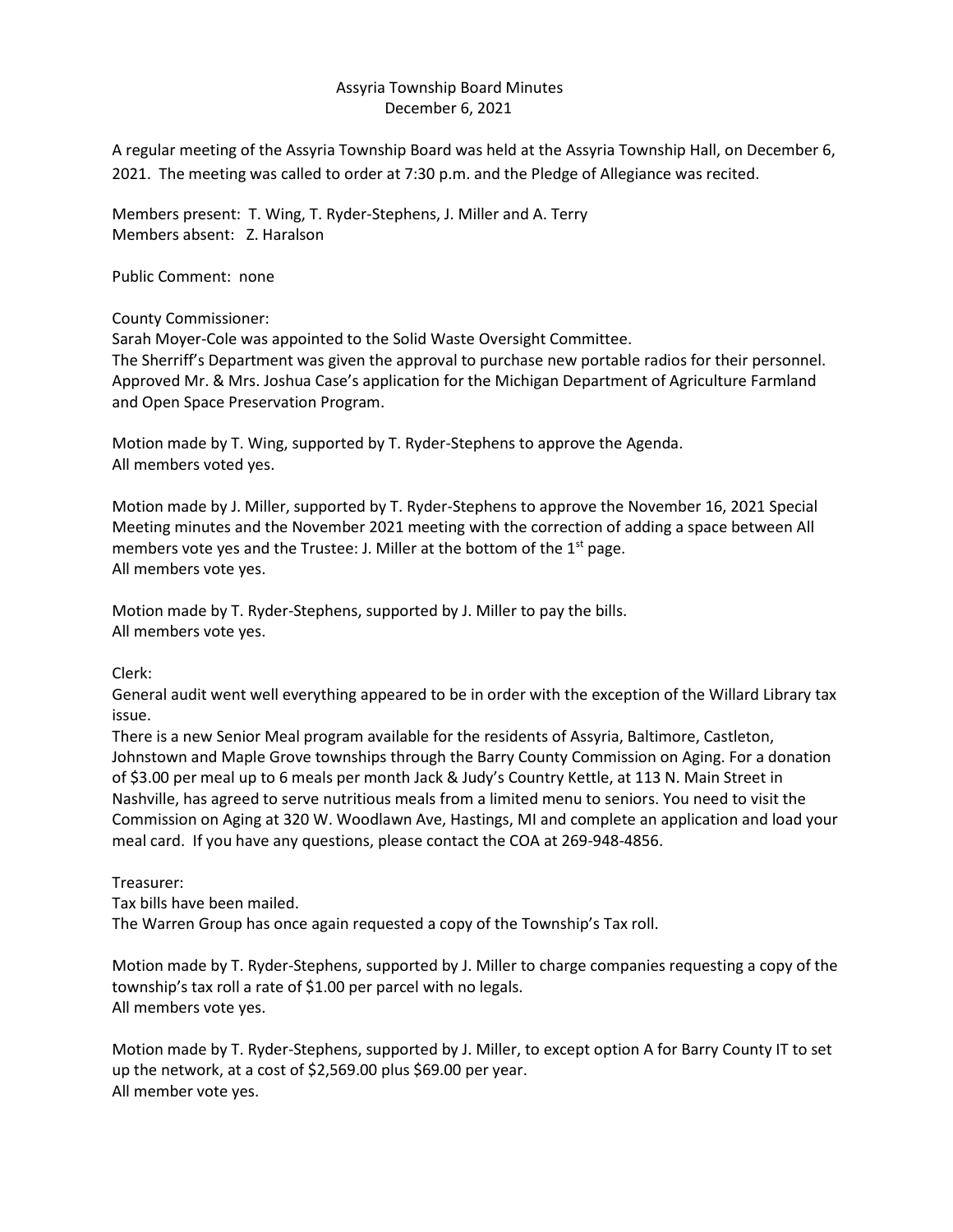# Assyria Township Board Minutes
## December 6, 2021

A regular meeting of the Assyria Township Board was held at the Assyria Township Hall, on December 6, 2021. The meeting was called to order at 7:30 p.m. and the Pledge of Allegiance was recited.

Members present: T. Wing, T. Ryder-Stephens, J. Miller and A. Terry
Members absent: Z. Haralson

Public Comment: none

County Commissioner:
Sarah Moyer-Cole was appointed to the Solid Waste Oversight Committee.
The Sherriff's Department was given the approval to purchase new portable radios for their personnel.
Approved Mr. & Mrs. Joshua Case's application for the Michigan Department of Agriculture Farmland and Open Space Preservation Program.

Motion made by T. Wing, supported by T. Ryder-Stephens to approve the Agenda.
All members voted yes.

Motion made by J. Miller, supported by T. Ryder-Stephens to approve the November 16, 2021 Special Meeting minutes and the November 2021 meeting with the correction of adding a space between All members vote yes and the Trustee: J. Miller at the bottom of the 1st page.
All members vote yes.

Motion made by T. Ryder-Stephens, supported by J. Miller to pay the bills.
All members vote yes.

Clerk:
General audit went well everything appeared to be in order with the exception of the Willard Library tax issue.
There is a new Senior Meal program available for the residents of Assyria, Baltimore, Castleton, Johnstown and Maple Grove townships through the Barry County Commission on Aging. For a donation of $3.00 per meal up to 6 meals per month Jack & Judy's Country Kettle, at 113 N. Main Street in Nashville, has agreed to serve nutritious meals from a limited menu to seniors. You need to visit the Commission on Aging at 320 W. Woodlawn Ave, Hastings, MI and complete an application and load your meal card. If you have any questions, please contact the COA at 269-948-4856.

Treasurer:
Tax bills have been mailed.
The Warren Group has once again requested a copy of the Township's Tax roll.

Motion made by T. Ryder-Stephens, supported by J. Miller to charge companies requesting a copy of the township's tax roll a rate of $1.00 per parcel with no legals.
All members vote yes.

Motion made by T. Ryder-Stephens, supported by J. Miller, to except option A for Barry County IT to set up the network, at a cost of $2,569.00 plus $69.00 per year.
All member vote yes.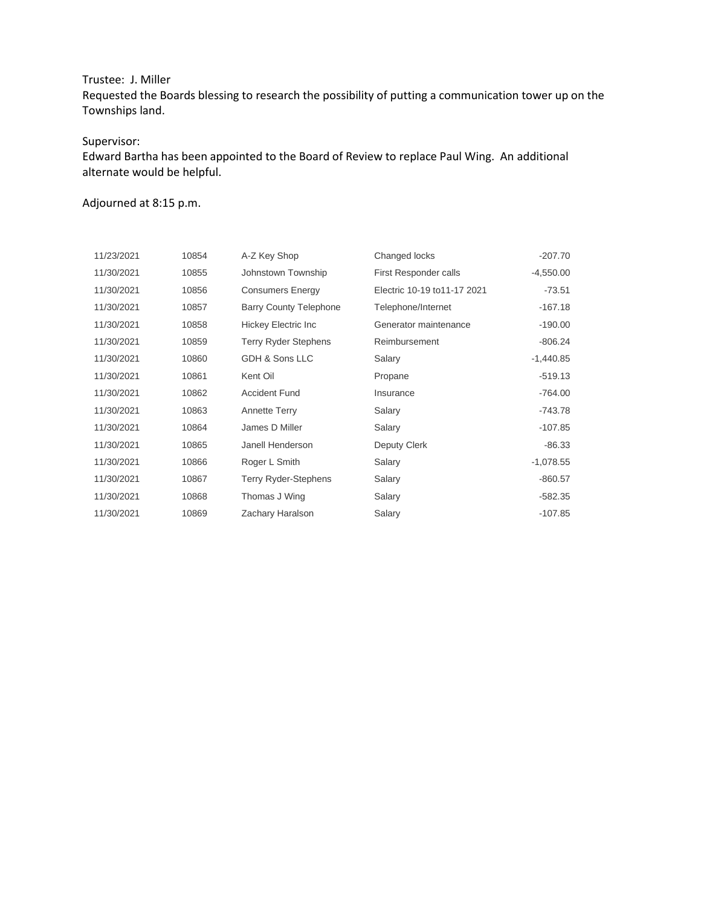Trustee: J. Miller

Requested the Boards blessing to research the possibility of putting a communication tower up on the Townships land.

Supervisor:

Edward Bartha has been appointed to the Board of Review to replace Paul Wing. An additional alternate would be helpful.

Adjourned at 8:15 p.m.

| | | | | |
|---|---|---|---|---|
| 11/23/2021 | 10854 | A-Z Key Shop | Changed locks | -207.70 |
| 11/30/2021 | 10855 | Johnstown Township | First Responder calls | -4,550.00 |
| 11/30/2021 | 10856 | Consumers Energy | Electric 10-19 to11-17 2021 | -73.51 |
| 11/30/2021 | 10857 | Barry County Telephone | Telephone/Internet | -167.18 |
| 11/30/2021 | 10858 | Hickey Electric Inc | Generator maintenance | -190.00 |
| 11/30/2021 | 10859 | Terry Ryder Stephens | Reimbursement | -806.24 |
| 11/30/2021 | 10860 | GDH & Sons LLC | Salary | -1,440.85 |
| 11/30/2021 | 10861 | Kent Oil | Propane | -519.13 |
| 11/30/2021 | 10862 | Accident Fund | Insurance | -764.00 |
| 11/30/2021 | 10863 | Annette Terry | Salary | -743.78 |
| 11/30/2021 | 10864 | James D Miller | Salary | -107.85 |
| 11/30/2021 | 10865 | Janell Henderson | Deputy Clerk | -86.33 |
| 11/30/2021 | 10866 | Roger L Smith | Salary | -1,078.55 |
| 11/30/2021 | 10867 | Terry Ryder-Stephens | Salary | -860.57 |
| 11/30/2021 | 10868 | Thomas J Wing | Salary | -582.35 |
| 11/30/2021 | 10869 | Zachary Haralson | Salary | -107.85 |